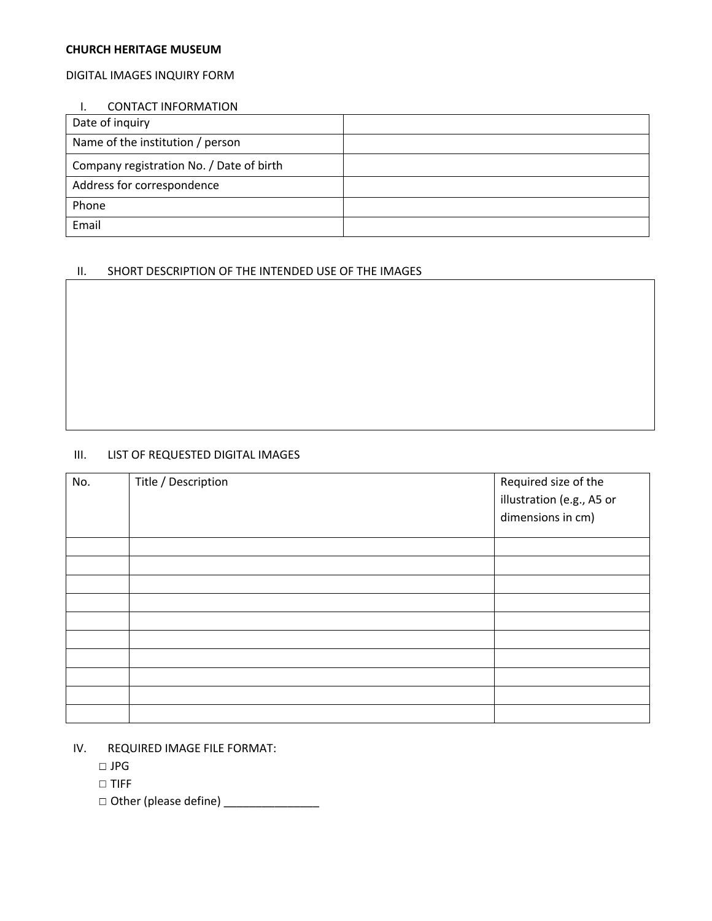**CHURCH HERITAGE MUSEUM**

DIGITAL IMAGES INQUIRY FORM

## I. CONTACT INFORMATION

| | |
|---|---|
| Date of inquiry | |
| Name of the institution / person | |
| Company registration No. / Date of birth | |
| Address for correspondence | |
| Phone | |
| Email | |

## II. SHORT DESCRIPTION OF THE INTENDED USE OF THE IMAGES

| |
|---|
| |

## III. LIST OF REQUESTED DIGITAL IMAGES

| No. | Title / Description | Required size of the illustration (e.g., A5 or dimensions in cm) |
|---|---|---|
| | | |
| | | |
| | | |
| | | |
| | | |
| | | |
| | | |
| | | |
| | | |
| | | |

## IV. REQUIRED IMAGE FILE FORMAT:

□ JPG

□ TIFF

□ Other (please define) _______________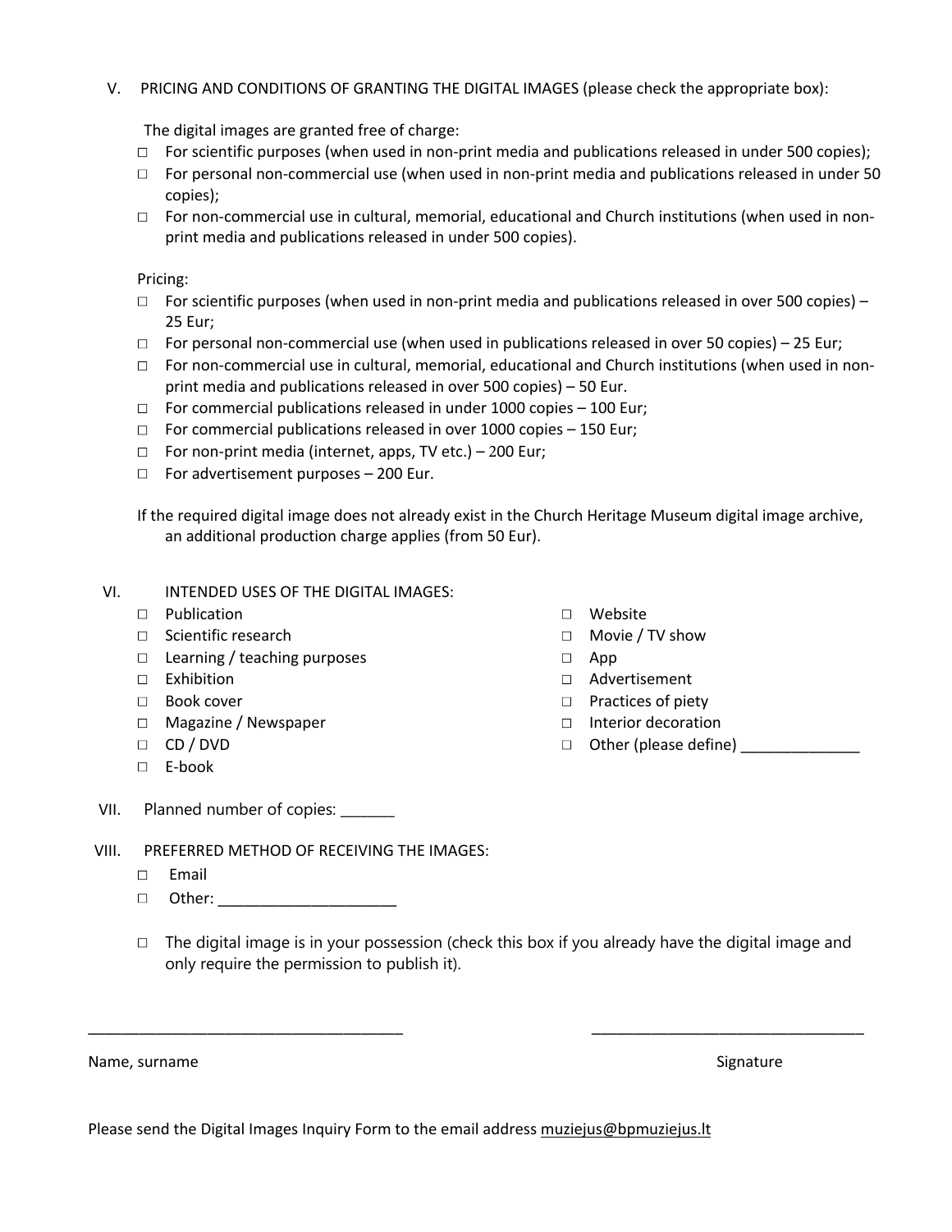## V. PRICING AND CONDITIONS OF GRANTING THE DIGITAL IMAGES (please check the appropriate box):

The digital images are granted free of charge:

- ☐ For scientific purposes (when used in non-print media and publications released in under 500 copies);
- ☐ For personal non-commercial use (when used in non-print media and publications released in under 50 copies);
- ☐ For non-commercial use in cultural, memorial, educational and Church institutions (when used in non-print media and publications released in under 500 copies).

Pricing:

- ☐ For scientific purposes (when used in non-print media and publications released in over 500 copies) – 25 Eur;
- ☐ For personal non-commercial use (when used in publications released in over 50 copies) – 25 Eur;
- ☐ For non-commercial use in cultural, memorial, educational and Church institutions (when used in non-print media and publications released in over 500 copies) – 50 Eur.
- ☐ For commercial publications released in under 1000 copies – 100 Eur;
- ☐ For commercial publications released in over 1000 copies – 150 Eur;
- ☐ For non-print media (internet, apps, TV etc.) – 200 Eur;
- ☐ For advertisement purposes – 200 Eur.

If the required digital image does not already exist in the Church Heritage Museum digital image archive, an additional production charge applies (from 50 Eur).

## VI. INTENDED USES OF THE DIGITAL IMAGES:

- ☐ Publication
- ☐ Scientific research
- ☐ Learning / teaching purposes
- ☐ Exhibition
- ☐ Book cover
- ☐ Magazine / Newspaper
- ☐ CD / DVD
- ☐ E-book
- ☐ Website
- ☐ Movie / TV show
- ☐ App
- ☐ Advertisement
- ☐ Practices of piety
- ☐ Interior decoration
- ☐ Other (please define) ______________

## VII. Planned number of copies: _______

## VIII. PREFERRED METHOD OF RECEIVING THE IMAGES:

- ☐ Email
- ☐ Other: _____________________

☐ The digital image is in your possession (check this box if you already have the digital image and only require the permission to publish it).

_______________________________________ _________________________________

Name, surname Signature

Please send the Digital Images Inquiry Form to the email address muziejus@bpmuziejus.lt